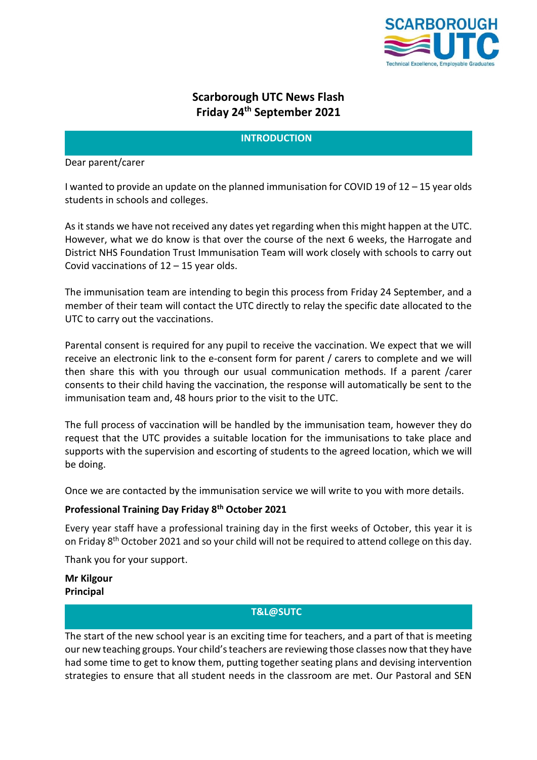# Scarborough UTC News Flash
## Friday 24th September 2021

### INTRODUCTION

Dear parent/carer

I wanted to provide an update on the planned immunisation for COVID 19 of 12 – 15 year olds students in schools and colleges.

As it stands we have not received any dates yet regarding when this might happen at the UTC. However, what we do know is that over the course of the next 6 weeks, the Harrogate and District NHS Foundation Trust Immunisation Team will work closely with schools to carry out Covid vaccinations of 12 – 15 year olds.

The immunisation team are intending to begin this process from Friday 24 September, and a member of their team will contact the UTC directly to relay the specific date allocated to the UTC to carry out the vaccinations.

Parental consent is required for any pupil to receive the vaccination. We expect that we will receive an electronic link to the e-consent form for parent / carers to complete and we will then share this with you through our usual communication methods. If a parent /carer consents to their child having the vaccination, the response will automatically be sent to the immunisation team and, 48 hours prior to the visit to the UTC.

The full process of vaccination will be handled by the immunisation team, however they do request that the UTC provides a suitable location for the immunisations to take place and supports with the supervision and escorting of students to the agreed location, which we will be doing.

Once we are contacted by the immunisation service we will write to you with more details.

**Professional Training Day Friday 8th October 2021**

Every year staff have a professional training day in the first weeks of October, this year it is on Friday 8th October 2021 and so your child will not be required to attend college on this day.

Thank you for your support.

**Mr Kilgour**
**Principal**

### T&L@SUTC

The start of the new school year is an exciting time for teachers, and a part of that is meeting our new teaching groups. Your child's teachers are reviewing those classes now that they have had some time to get to know them, putting together seating plans and devising intervention strategies to ensure that all student needs in the classroom are met. Our Pastoral and SEN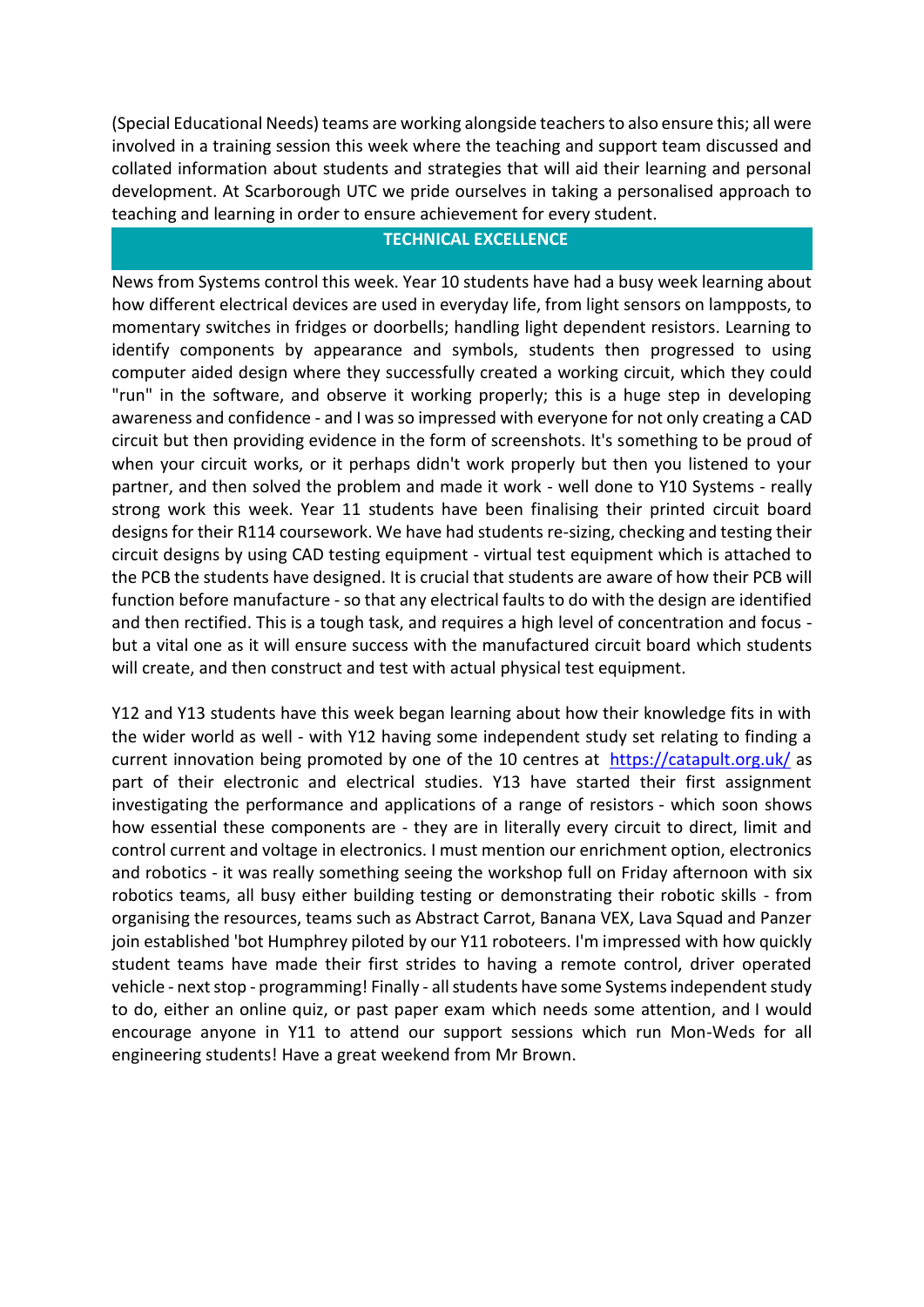(Special Educational Needs) teams are working alongside teachers to also ensure this; all were involved in a training session this week where the teaching and support team discussed and collated information about students and strategies that will aid their learning and personal development. At Scarborough UTC we pride ourselves in taking a personalised approach to teaching and learning in order to ensure achievement for every student.

## TECHNICAL EXCELLENCE

News from Systems control this week. Year 10 students have had a busy week learning about how different electrical devices are used in everyday life, from light sensors on lampposts, to momentary switches in fridges or doorbells; handling light dependent resistors. Learning to identify components by appearance and symbols, students then progressed to using computer aided design where they successfully created a working circuit, which they could "run" in the software, and observe it working properly; this is a huge step in developing awareness and confidence - and I was so impressed with everyone for not only creating a CAD circuit but then providing evidence in the form of screenshots. It's something to be proud of when your circuit works, or it perhaps didn't work properly but then you listened to your partner, and then solved the problem and made it work - well done to Y10 Systems - really strong work this week. Year 11 students have been finalising their printed circuit board designs for their R114 coursework. We have had students re-sizing, checking and testing their circuit designs by using CAD testing equipment - virtual test equipment which is attached to the PCB the students have designed. It is crucial that students are aware of how their PCB will function before manufacture - so that any electrical faults to do with the design are identified and then rectified. This is a tough task, and requires a high level of concentration and focus - but a vital one as it will ensure success with the manufactured circuit board which students will create, and then construct and test with actual physical test equipment.

Y12 and Y13 students have this week began learning about how their knowledge fits in with the wider world as well - with Y12 having some independent study set relating to finding a current innovation being promoted by one of the 10 centres at [https://catapult.org.uk/](https://catapult.org.uk/) as part of their electronic and electrical studies. Y13 have started their first assignment investigating the performance and applications of a range of resistors - which soon shows how essential these components are - they are in literally every circuit to direct, limit and control current and voltage in electronics. I must mention our enrichment option, electronics and robotics - it was really something seeing the workshop full on Friday afternoon with six robotics teams, all busy either building testing or demonstrating their robotic skills - from organising the resources, teams such as Abstract Carrot, Banana VEX, Lava Squad and Panzer join established 'bot Humphrey piloted by our Y11 roboteers. I'm impressed with how quickly student teams have made their first strides to having a remote control, driver operated vehicle - next stop - programming! Finally - all students have some Systems independent study to do, either an online quiz, or past paper exam which needs some attention, and I would encourage anyone in Y11 to attend our support sessions which run Mon-Weds for all engineering students! Have a great weekend from Mr Brown.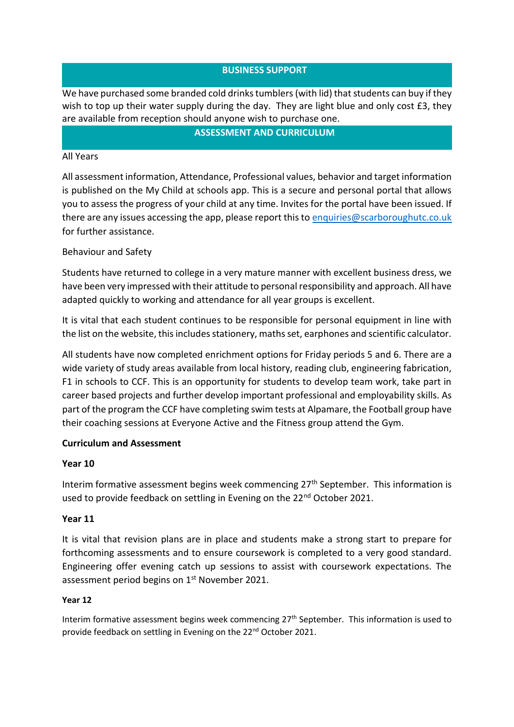## BUSINESS SUPPORT

We have purchased some branded cold drinks tumblers (with lid) that students can buy if they wish to top up their water supply during the day. They are light blue and only cost £3, they are available from reception should anyone wish to purchase one.

## ASSESSMENT AND CURRICULUM

All Years

All assessment information, Attendance, Professional values, behavior and target information is published on the My Child at schools app. This is a secure and personal portal that allows you to assess the progress of your child at any time. Invites for the portal have been issued. If there are any issues accessing the app, please report this to enquiries@scarboroughutc.co.uk for further assistance.

Behaviour and Safety

Students have returned to college in a very mature manner with excellent business dress, we have been very impressed with their attitude to personal responsibility and approach. All have adapted quickly to working and attendance for all year groups is excellent.

It is vital that each student continues to be responsible for personal equipment in line with the list on the website, this includes stationery, maths set, earphones and scientific calculator.

All students have now completed enrichment options for Friday periods 5 and 6. There are a wide variety of study areas available from local history, reading club, engineering fabrication, F1 in schools to CCF. This is an opportunity for students to develop team work, take part in career based projects and further develop important professional and employability skills. As part of the program the CCF have completing swim tests at Alpamare, the Football group have their coaching sessions at Everyone Active and the Fitness group attend the Gym.

**Curriculum and Assessment**

**Year 10**

Interim formative assessment begins week commencing 27th September. This information is used to provide feedback on settling in Evening on the 22nd October 2021.

**Year 11**

It is vital that revision plans are in place and students make a strong start to prepare for forthcoming assessments and to ensure coursework is completed to a very good standard. Engineering offer evening catch up sessions to assist with coursework expectations. The assessment period begins on 1st November 2021.

**Year 12**

Interim formative assessment begins week commencing 27th September. This information is used to provide feedback on settling in Evening on the 22nd October 2021.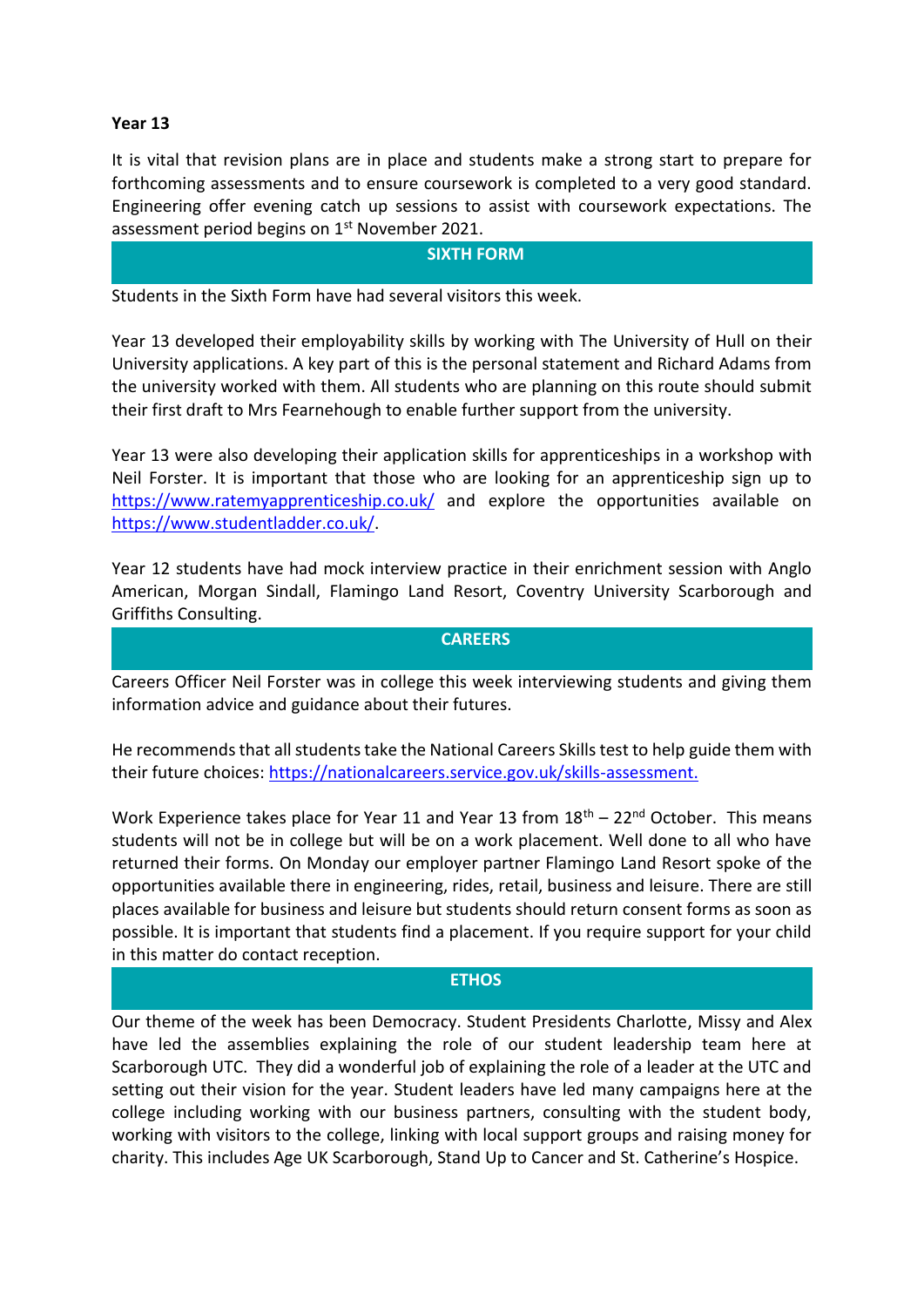**Year 13**

It is vital that revision plans are in place and students make a strong start to prepare for forthcoming assessments and to ensure coursework is completed to a very good standard. Engineering offer evening catch up sessions to assist with coursework expectations. The assessment period begins on 1st November 2021.

## SIXTH FORM

Students in the Sixth Form have had several visitors this week.

Year 13 developed their employability skills by working with The University of Hull on their University applications. A key part of this is the personal statement and Richard Adams from the university worked with them. All students who are planning on this route should submit their first draft to Mrs Fearnehough to enable further support from the university.

Year 13 were also developing their application skills for apprenticeships in a workshop with Neil Forster. It is important that those who are looking for an apprenticeship sign up to https://www.ratemyapprenticeship.co.uk/ and explore the opportunities available on https://www.studentladder.co.uk/.

Year 12 students have had mock interview practice in their enrichment session with Anglo American, Morgan Sindall, Flamingo Land Resort, Coventry University Scarborough and Griffiths Consulting.

## CAREERS

Careers Officer Neil Forster was in college this week interviewing students and giving them information advice and guidance about their futures.

He recommends that all students take the National Careers Skills test to help guide them with their future choices: https://nationalcareers.service.gov.uk/skills-assessment.

Work Experience takes place for Year 11 and Year 13 from 18th – 22nd October. This means students will not be in college but will be on a work placement. Well done to all who have returned their forms. On Monday our employer partner Flamingo Land Resort spoke of the opportunities available there in engineering, rides, retail, business and leisure. There are still places available for business and leisure but students should return consent forms as soon as possible. It is important that students find a placement. If you require support for your child in this matter do contact reception.

## ETHOS

Our theme of the week has been Democracy. Student Presidents Charlotte, Missy and Alex have led the assemblies explaining the role of our student leadership team here at Scarborough UTC. They did a wonderful job of explaining the role of a leader at the UTC and setting out their vision for the year. Student leaders have led many campaigns here at the college including working with our business partners, consulting with the student body, working with visitors to the college, linking with local support groups and raising money for charity. This includes Age UK Scarborough, Stand Up to Cancer and St. Catherine's Hospice.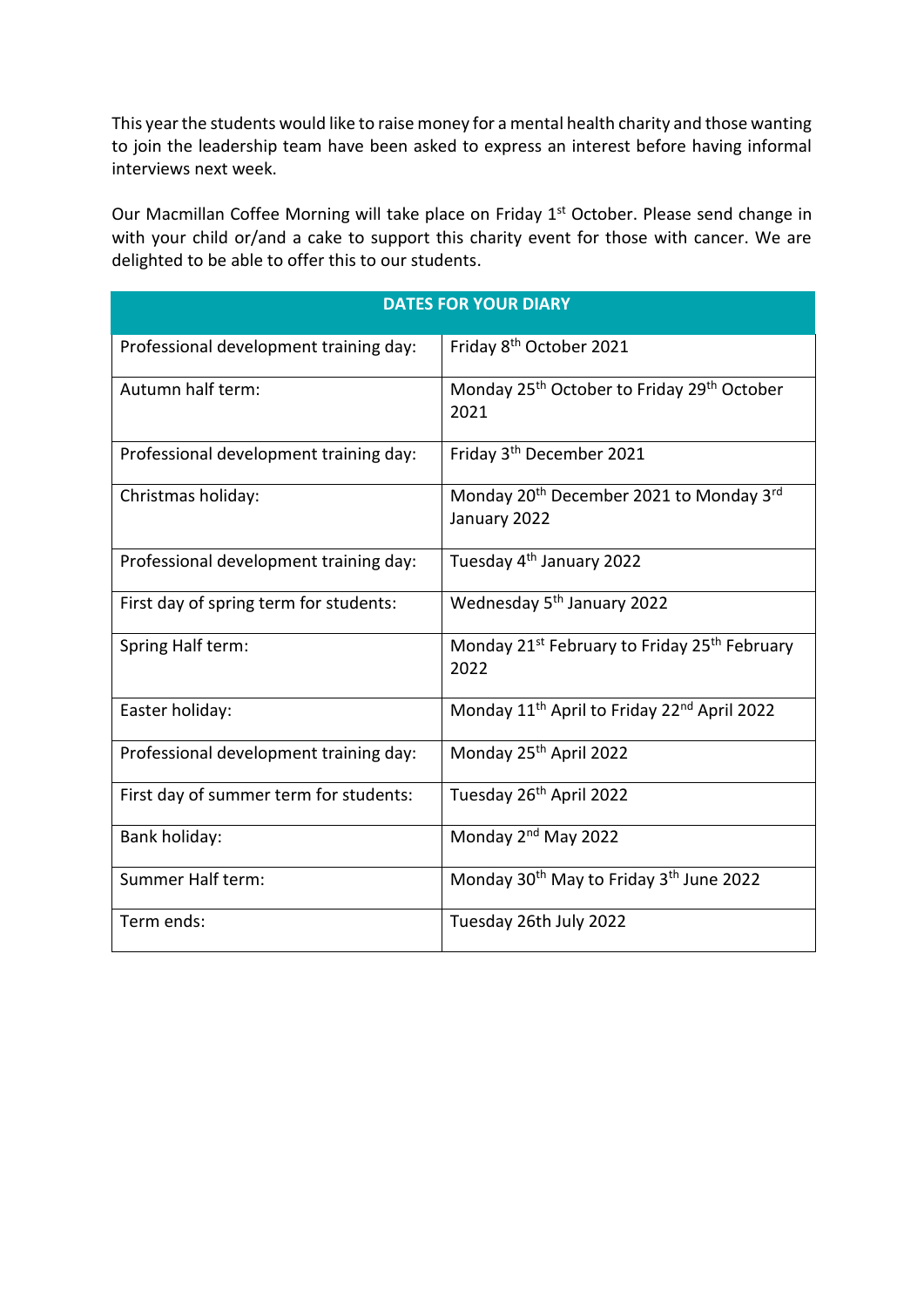This year the students would like to raise money for a mental health charity and those wanting to join the leadership team have been asked to express an interest before having informal interviews next week.

Our Macmillan Coffee Morning will take place on Friday 1st October. Please send change in with your child or/and a cake to support this charity event for those with cancer. We are delighted to be able to offer this to our students.

| DATES FOR YOUR DIARY | |
|---|---|
| Professional development training day: | Friday 8th October 2021 |
| Autumn half term: | Monday 25th October to Friday 29th October 2021 |
| Professional development training day: | Friday 3th December 2021 |
| Christmas holiday: | Monday 20th December 2021 to Monday 3rd January 2022 |
| Professional development training day: | Tuesday 4th January 2022 |
| First day of spring term for students: | Wednesday 5th January 2022 |
| Spring Half term: | Monday 21st February to Friday 25th February 2022 |
| Easter holiday: | Monday 11th April to Friday 22nd April 2022 |
| Professional development training day: | Monday 25th April 2022 |
| First day of summer term for students: | Tuesday 26th April 2022 |
| Bank holiday: | Monday 2nd May 2022 |
| Summer Half term: | Monday 30th May to Friday 3th June 2022 |
| Term ends: | Tuesday 26th July 2022 |